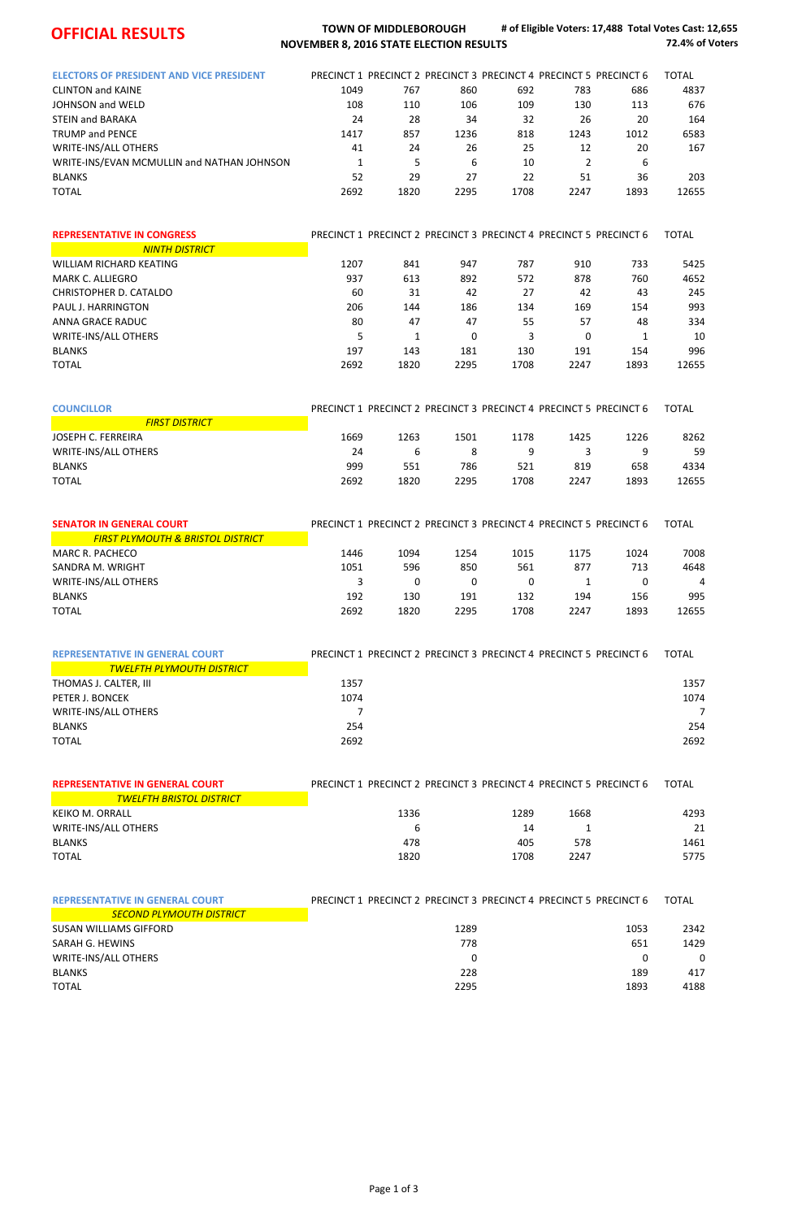# OFFICIAL RESULTS

**TOWN OF MIDDLEBOROUGH**
**NOVEMBER 8, 2016 STATE ELECTION RESULTS**

**# of Eligible Voters: 17,488 Total Votes Cast: 12,655**
**72.4% of Voters**

| ELECTORS OF PRESIDENT AND VICE PRESIDENT | PRECINCT 1 | PRECINCT 2 | PRECINCT 3 | PRECINCT 4 | PRECINCT 5 | PRECINCT 6 | TOTAL |
|---|---|---|---|---|---|---|---|
| CLINTON and KAINE | 1049 | 767 | 860 | 692 | 783 | 686 | 4837 |
| JOHNSON and WELD | 108 | 110 | 106 | 109 | 130 | 113 | 676 |
| STEIN and BARAKA | 24 | 28 | 34 | 32 | 26 | 20 | 164 |
| TRUMP and PENCE | 1417 | 857 | 1236 | 818 | 1243 | 1012 | 6583 |
| WRITE-INS/ALL OTHERS | 41 | 24 | 26 | 25 | 12 | 20 | 167 |
| WRITE-INS/EVAN MCMULLIN and NATHAN JOHNSON | 1 | 5 | 6 | 10 | 2 | 6 | |
| BLANKS | 52 | 29 | 27 | 22 | 51 | 36 | 203 |
| TOTAL | 2692 | 1820 | 2295 | 1708 | 2247 | 1893 | 12655 |

| REPRESENTATIVE IN CONGRESS | PRECINCT 1 | PRECINCT 2 | PRECINCT 3 | PRECINCT 4 | PRECINCT 5 | PRECINCT 6 | TOTAL |
|---|---|---|---|---|---|---|---|
| *NINTH DISTRICT* | | | | | | | |
| WILLIAM RICHARD KEATING | 1207 | 841 | 947 | 787 | 910 | 733 | 5425 |
| MARK C. ALLIEGRO | 937 | 613 | 892 | 572 | 878 | 760 | 4652 |
| CHRISTOPHER D. CATALDO | 60 | 31 | 42 | 27 | 42 | 43 | 245 |
| PAUL J. HARRINGTON | 206 | 144 | 186 | 134 | 169 | 154 | 993 |
| ANNA GRACE RADUC | 80 | 47 | 47 | 55 | 57 | 48 | 334 |
| WRITE-INS/ALL OTHERS | 5 | 1 | 0 | 3 | 0 | 1 | 10 |
| BLANKS | 197 | 143 | 181 | 130 | 191 | 154 | 996 |
| TOTAL | 2692 | 1820 | 2295 | 1708 | 2247 | 1893 | 12655 |

| COUNCILLOR | PRECINCT 1 | PRECINCT 2 | PRECINCT 3 | PRECINCT 4 | PRECINCT 5 | PRECINCT 6 | TOTAL |
|---|---|---|---|---|---|---|---|
| *FIRST DISTRICT* | | | | | | | |
| JOSEPH C. FERREIRA | 1669 | 1263 | 1501 | 1178 | 1425 | 1226 | 8262 |
| WRITE-INS/ALL OTHERS | 24 | 6 | 8 | 9 | 3 | 9 | 59 |
| BLANKS | 999 | 551 | 786 | 521 | 819 | 658 | 4334 |
| TOTAL | 2692 | 1820 | 2295 | 1708 | 2247 | 1893 | 12655 |

| SENATOR IN GENERAL COURT | PRECINCT 1 | PRECINCT 2 | PRECINCT 3 | PRECINCT 4 | PRECINCT 5 | PRECINCT 6 | TOTAL |
|---|---|---|---|---|---|---|---|
| *FIRST PLYMOUTH & BRISTOL DISTRICT* | | | | | | | |
| MARC R. PACHECO | 1446 | 1094 | 1254 | 1015 | 1175 | 1024 | 7008 |
| SANDRA M. WRIGHT | 1051 | 596 | 850 | 561 | 877 | 713 | 4648 |
| WRITE-INS/ALL OTHERS | 3 | 0 | 0 | 0 | 1 | 0 | 4 |
| BLANKS | 192 | 130 | 191 | 132 | 194 | 156 | 995 |
| TOTAL | 2692 | 1820 | 2295 | 1708 | 2247 | 1893 | 12655 |

| REPRESENTATIVE IN GENERAL COURT | PRECINCT 1 | PRECINCT 2 | PRECINCT 3 | PRECINCT 4 | PRECINCT 5 | PRECINCT 6 | TOTAL |
|---|---|---|---|---|---|---|---|
| *TWELFTH PLYMOUTH DISTRICT* | | | | | | | |
| THOMAS J. CALTER, III | 1357 | | | | | | 1357 |
| PETER J. BONCEK | 1074 | | | | | | 1074 |
| WRITE-INS/ALL OTHERS | 7 | | | | | | 7 |
| BLANKS | 254 | | | | | | 254 |
| TOTAL | 2692 | | | | | | 2692 |

| REPRESENTATIVE IN GENERAL COURT | PRECINCT 1 | PRECINCT 2 | PRECINCT 3 | PRECINCT 4 | PRECINCT 5 | PRECINCT 6 | TOTAL |
|---|---|---|---|---|---|---|---|
| *TWELFTH BRISTOL DISTRICT* | | | | | | | |
| KEIKO M. ORRALL | | 1336 | | 1289 | 1668 | | 4293 |
| WRITE-INS/ALL OTHERS | | 6 | | 14 | 1 | | 21 |
| BLANKS | | 478 | | 405 | 578 | | 1461 |
| TOTAL | | 1820 | | 1708 | 2247 | | 5775 |

| REPRESENTATIVE IN GENERAL COURT | PRECINCT 1 | PRECINCT 2 | PRECINCT 3 | PRECINCT 4 | PRECINCT 5 | PRECINCT 6 | TOTAL |
|---|---|---|---|---|---|---|---|
| *SECOND PLYMOUTH DISTRICT* | | | | | | | |
| SUSAN WILLIAMS GIFFORD | | | 1289 | | | 1053 | 2342 |
| SARAH G. HEWINS | | | 778 | | | 651 | 1429 |
| WRITE-INS/ALL OTHERS | | | 0 | | | 0 | 0 |
| BLANKS | | | 228 | | | 189 | 417 |
| TOTAL | | | 2295 | | | 1893 | 4188 |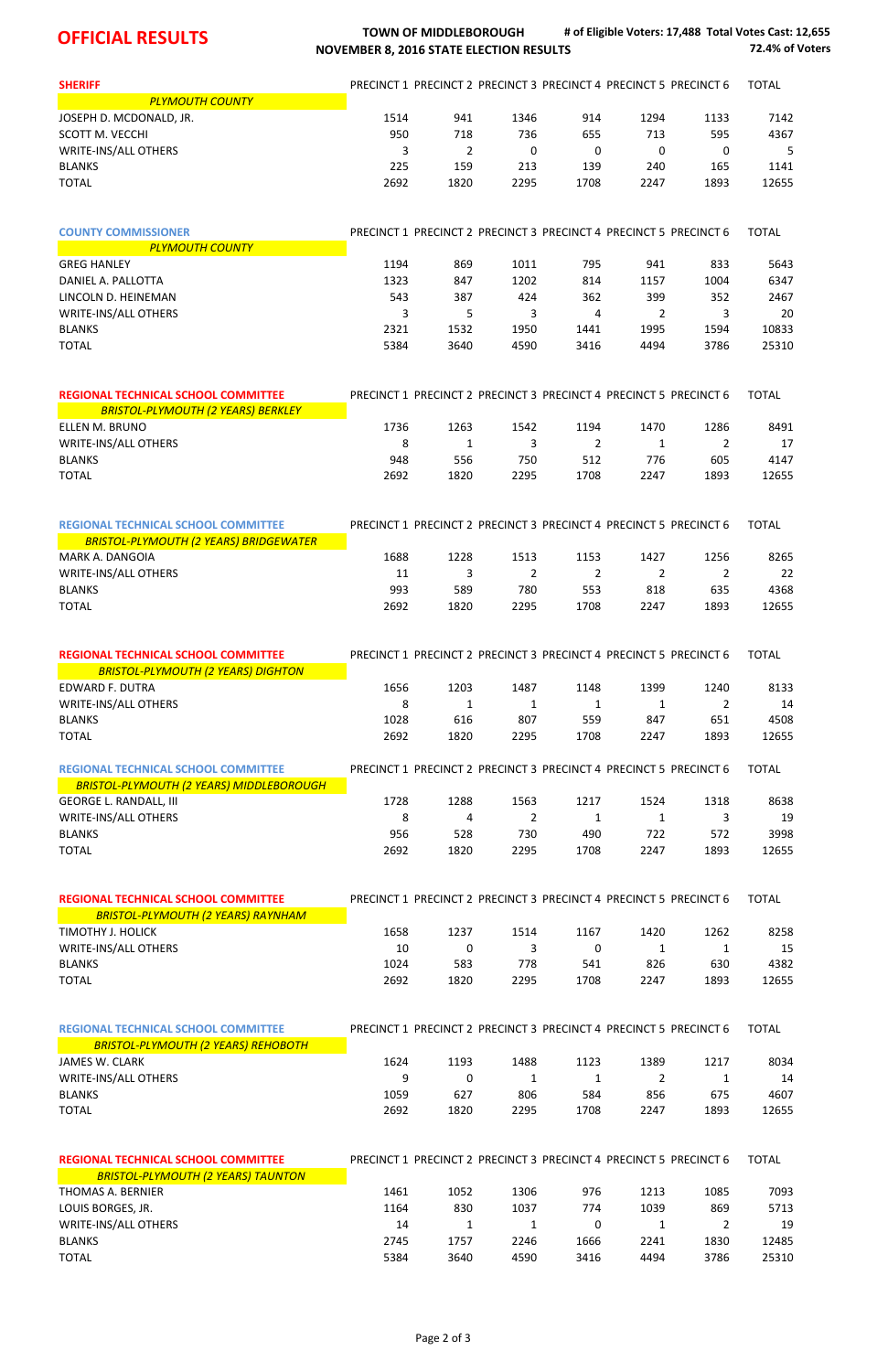**OFFICIAL RESULTS**

**TOWN OF MIDDLEBOROUGH**
**NOVEMBER 8, 2016 STATE ELECTION RESULTS**

**# of Eligible Voters: 17,488 Total Votes Cast: 12,655**
**72.4% of Voters**

| **SHERIFF** *PLYMOUTH COUNTY* | PRECINCT 1 | PRECINCT 2 | PRECINCT 3 | PRECINCT 4 | PRECINCT 5 | PRECINCT 6 | TOTAL |
|---|---|---|---|---|---|---|---|
| JOSEPH D. MCDONALD, JR. | 1514 | 941 | 1346 | 914 | 1294 | 1133 | 7142 |
| SCOTT M. VECCHI | 950 | 718 | 736 | 655 | 713 | 595 | 4367 |
| WRITE-INS/ALL OTHERS | 3 | 2 | 0 | 0 | 0 | 0 | 5 |
| BLANKS | 225 | 159 | 213 | 139 | 240 | 165 | 1141 |
| TOTAL | 2692 | 1820 | 2295 | 1708 | 2247 | 1893 | 12655 |

| **COUNTY COMMISSIONER** *PLYMOUTH COUNTY* | PRECINCT 1 | PRECINCT 2 | PRECINCT 3 | PRECINCT 4 | PRECINCT 5 | PRECINCT 6 | TOTAL |
|---|---|---|---|---|---|---|---|
| GREG HANLEY | 1194 | 869 | 1011 | 795 | 941 | 833 | 5643 |
| DANIEL A. PALLOTTA | 1323 | 847 | 1202 | 814 | 1157 | 1004 | 6347 |
| LINCOLN D. HEINEMAN | 543 | 387 | 424 | 362 | 399 | 352 | 2467 |
| WRITE-INS/ALL OTHERS | 3 | 5 | 3 | 4 | 2 | 3 | 20 |
| BLANKS | 2321 | 1532 | 1950 | 1441 | 1995 | 1594 | 10833 |
| TOTAL | 5384 | 3640 | 4590 | 3416 | 4494 | 3786 | 25310 |

| **REGIONAL TECHNICAL SCHOOL COMMITTEE** *BRISTOL-PLYMOUTH (2 YEARS) BERKLEY* | PRECINCT 1 | PRECINCT 2 | PRECINCT 3 | PRECINCT 4 | PRECINCT 5 | PRECINCT 6 | TOTAL |
|---|---|---|---|---|---|---|---|
| ELLEN M. BRUNO | 1736 | 1263 | 1542 | 1194 | 1470 | 1286 | 8491 |
| WRITE-INS/ALL OTHERS | 8 | 1 | 3 | 2 | 1 | 2 | 17 |
| BLANKS | 948 | 556 | 750 | 512 | 776 | 605 | 4147 |
| TOTAL | 2692 | 1820 | 2295 | 1708 | 2247 | 1893 | 12655 |

| **REGIONAL TECHNICAL SCHOOL COMMITTEE** *BRISTOL-PLYMOUTH (2 YEARS) BRIDGEWATER* | PRECINCT 1 | PRECINCT 2 | PRECINCT 3 | PRECINCT 4 | PRECINCT 5 | PRECINCT 6 | TOTAL |
|---|---|---|---|---|---|---|---|
| MARK A. DANGOIA | 1688 | 1228 | 1513 | 1153 | 1427 | 1256 | 8265 |
| WRITE-INS/ALL OTHERS | 11 | 3 | 2 | 2 | 2 | 2 | 22 |
| BLANKS | 993 | 589 | 780 | 553 | 818 | 635 | 4368 |
| TOTAL | 2692 | 1820 | 2295 | 1708 | 2247 | 1893 | 12655 |

| **REGIONAL TECHNICAL SCHOOL COMMITTEE** *BRISTOL-PLYMOUTH (2 YEARS) DIGHTON* | PRECINCT 1 | PRECINCT 2 | PRECINCT 3 | PRECINCT 4 | PRECINCT 5 | PRECINCT 6 | TOTAL |
|---|---|---|---|---|---|---|---|
| EDWARD F. DUTRA | 1656 | 1203 | 1487 | 1148 | 1399 | 1240 | 8133 |
| WRITE-INS/ALL OTHERS | 8 | 1 | 1 | 1 | 1 | 2 | 14 |
| BLANKS | 1028 | 616 | 807 | 559 | 847 | 651 | 4508 |
| TOTAL | 2692 | 1820 | 2295 | 1708 | 2247 | 1893 | 12655 |

| **REGIONAL TECHNICAL SCHOOL COMMITTEE** *BRISTOL-PLYMOUTH (2 YEARS) MIDDLEBOROUGH* | PRECINCT 1 | PRECINCT 2 | PRECINCT 3 | PRECINCT 4 | PRECINCT 5 | PRECINCT 6 | TOTAL |
|---|---|---|---|---|---|---|---|
| GEORGE L. RANDALL, III | 1728 | 1288 | 1563 | 1217 | 1524 | 1318 | 8638 |
| WRITE-INS/ALL OTHERS | 8 | 4 | 2 | 1 | 1 | 3 | 19 |
| BLANKS | 956 | 528 | 730 | 490 | 722 | 572 | 3998 |
| TOTAL | 2692 | 1820 | 2295 | 1708 | 2247 | 1893 | 12655 |

| **REGIONAL TECHNICAL SCHOOL COMMITTEE** *BRISTOL-PLYMOUTH (2 YEARS) RAYNHAM* | PRECINCT 1 | PRECINCT 2 | PRECINCT 3 | PRECINCT 4 | PRECINCT 5 | PRECINCT 6 | TOTAL |
|---|---|---|---|---|---|---|---|
| TIMOTHY J. HOLICK | 1658 | 1237 | 1514 | 1167 | 1420 | 1262 | 8258 |
| WRITE-INS/ALL OTHERS | 10 | 0 | 3 | 0 | 1 | 1 | 15 |
| BLANKS | 1024 | 583 | 778 | 541 | 826 | 630 | 4382 |
| TOTAL | 2692 | 1820 | 2295 | 1708 | 2247 | 1893 | 12655 |

| **REGIONAL TECHNICAL SCHOOL COMMITTEE** *BRISTOL-PLYMOUTH (2 YEARS) REHOBOTH* | PRECINCT 1 | PRECINCT 2 | PRECINCT 3 | PRECINCT 4 | PRECINCT 5 | PRECINCT 6 | TOTAL |
|---|---|---|---|---|---|---|---|
| JAMES W. CLARK | 1624 | 1193 | 1488 | 1123 | 1389 | 1217 | 8034 |
| WRITE-INS/ALL OTHERS | 9 | 0 | 1 | 1 | 2 | 1 | 14 |
| BLANKS | 1059 | 627 | 806 | 584 | 856 | 675 | 4607 |
| TOTAL | 2692 | 1820 | 2295 | 1708 | 2247 | 1893 | 12655 |

| **REGIONAL TECHNICAL SCHOOL COMMITTEE** *BRISTOL-PLYMOUTH (2 YEARS) TAUNTON* | PRECINCT 1 | PRECINCT 2 | PRECINCT 3 | PRECINCT 4 | PRECINCT 5 | PRECINCT 6 | TOTAL |
|---|---|---|---|---|---|---|---|
| THOMAS A. BERNIER | 1461 | 1052 | 1306 | 976 | 1213 | 1085 | 7093 |
| LOUIS BORGES, JR. | 1164 | 830 | 1037 | 774 | 1039 | 869 | 5713 |
| WRITE-INS/ALL OTHERS | 14 | 1 | 1 | 0 | 1 | 2 | 19 |
| BLANKS | 2745 | 1757 | 2246 | 1666 | 2241 | 1830 | 12485 |
| TOTAL | 5384 | 3640 | 4590 | 3416 | 4494 | 3786 | 25310 |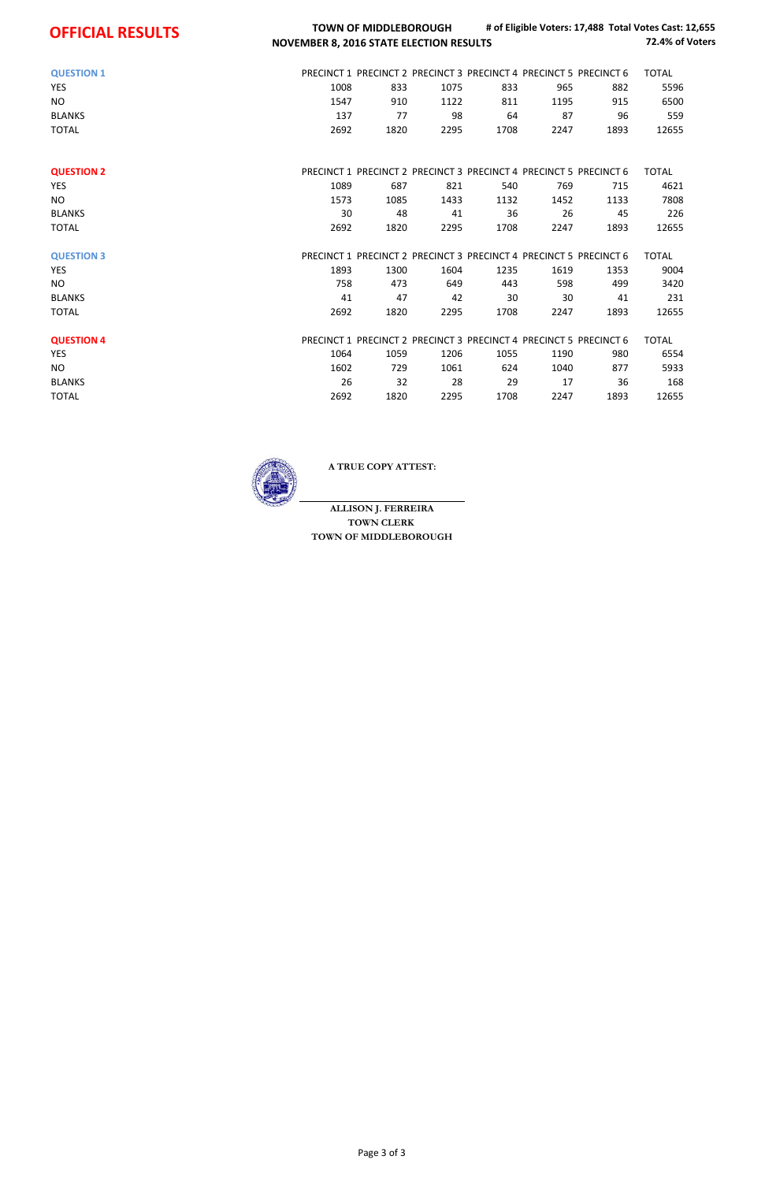**OFFICIAL RESULTS**

**TOWN OF MIDDLEBOROUGH**
**NOVEMBER 8, 2016 STATE ELECTION RESULTS**

**# of Eligible Voters: 17,488 Total Votes Cast: 12,655**
**72.4% of Voters**

| QUESTION 1 | PRECINCT 1 | PRECINCT 2 | PRECINCT 3 | PRECINCT 4 | PRECINCT 5 | PRECINCT 6 | TOTAL |
|---|---|---|---|---|---|---|---|
| YES | 1008 | 833 | 1075 | 833 | 965 | 882 | 5596 |
| NO | 1547 | 910 | 1122 | 811 | 1195 | 915 | 6500 |
| BLANKS | 137 | 77 | 98 | 64 | 87 | 96 | 559 |
| TOTAL | 2692 | 1820 | 2295 | 1708 | 2247 | 1893 | 12655 |

| QUESTION 2 | PRECINCT 1 | PRECINCT 2 | PRECINCT 3 | PRECINCT 4 | PRECINCT 5 | PRECINCT 6 | TOTAL |
|---|---|---|---|---|---|---|---|
| YES | 1089 | 687 | 821 | 540 | 769 | 715 | 4621 |
| NO | 1573 | 1085 | 1433 | 1132 | 1452 | 1133 | 7808 |
| BLANKS | 30 | 48 | 41 | 36 | 26 | 45 | 226 |
| TOTAL | 2692 | 1820 | 2295 | 1708 | 2247 | 1893 | 12655 |

| QUESTION 3 | PRECINCT 1 | PRECINCT 2 | PRECINCT 3 | PRECINCT 4 | PRECINCT 5 | PRECINCT 6 | TOTAL |
|---|---|---|---|---|---|---|---|
| YES | 1893 | 1300 | 1604 | 1235 | 1619 | 1353 | 9004 |
| NO | 758 | 473 | 649 | 443 | 598 | 499 | 3420 |
| BLANKS | 41 | 47 | 42 | 30 | 30 | 41 | 231 |
| TOTAL | 2692 | 1820 | 2295 | 1708 | 2247 | 1893 | 12655 |

| QUESTION 4 | PRECINCT 1 | PRECINCT 2 | PRECINCT 3 | PRECINCT 4 | PRECINCT 5 | PRECINCT 6 | TOTAL |
|---|---|---|---|---|---|---|---|
| YES | 1064 | 1059 | 1206 | 1055 | 1190 | 980 | 6554 |
| NO | 1602 | 729 | 1061 | 624 | 1040 | 877 | 5933 |
| BLANKS | 26 | 32 | 28 | 29 | 17 | 36 | 168 |
| TOTAL | 2692 | 1820 | 2295 | 1708 | 2247 | 1893 | 12655 |

**A TRUE COPY ATTEST:**

**ALLISON J. FERREIRA**
**TOWN CLERK**
**TOWN OF MIDDLEBOROUGH**